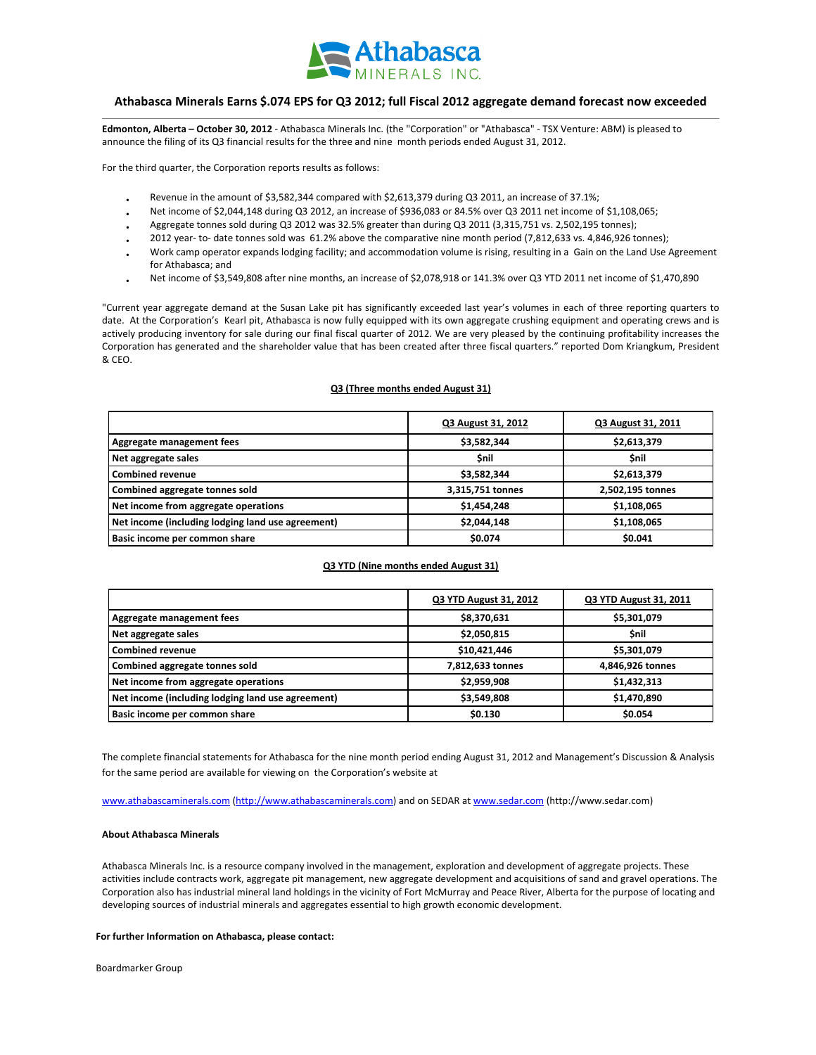# Athabasca Minerals Earns $.074 EPS for Q3 2012; full Fiscal 2012 aggregate demand forecast now exceeded

**Edmonton, Alberta – October 30, 2012** - Athabasca Minerals Inc. (the "Corporation" or "Athabasca" - TSX Venture: ABM) is pleased to announce the filing of its Q3 financial results for the three and nine month periods ended August 31, 2012.

For the third quarter, the Corporation reports results as follows:

- Revenue in the amount of $3,582,344 compared with $2,613,379 during Q3 2011, an increase of 37.1%;
- Net income of $2,044,148 during Q3 2012, an increase of $936,083 or 84.5% over Q3 2011 net income of $1,108,065;
- Aggregate tonnes sold during Q3 2012 was 32.5% greater than during Q3 2011 (3,315,751 vs. 2,502,195 tonnes);
- 2012 year- to- date tonnes sold was 61.2% above the comparative nine month period (7,812,633 vs. 4,846,926 tonnes);
- Work camp operator expands lodging facility; and accommodation volume is rising, resulting in a Gain on the Land Use Agreement for Athabasca; and
- Net income of $3,549,808 after nine months, an increase of $2,078,918 or 141.3% over Q3 YTD 2011 net income of $1,470,890

"Current year aggregate demand at the Susan Lake pit has significantly exceeded last year's volumes in each of three reporting quarters to date. At the Corporation's Kearl pit, Athabasca is now fully equipped with its own aggregate crushing equipment and operating crews and is actively producing inventory for sale during our final fiscal quarter of 2012. We are very pleased by the continuing profitability increases the Corporation has generated and the shareholder value that has been created after three fiscal quarters." reported Dom Kriangkum, President & CEO.

**Q3 (Three months ended August 31)**

| | Q3 August 31, 2012 | Q3 August 31, 2011 |
|---|---|---|
| **Aggregate management fees** | **$3,582,344** | **$2,613,379** |
| **Net aggregate sales** | **$nil** | **$nil** |
| **Combined revenue** | **$3,582,344** | **$2,613,379** |
| **Combined aggregate tonnes sold** | **3,315,751 tonnes** | **2,502,195 tonnes** |
| **Net income from aggregate operations** | **$1,454,248** | **$1,108,065** |
| **Net income (including lodging land use agreement)** | **$2,044,148** | **$1,108,065** |
| **Basic income per common share** | **$0.074** | **$0.041** |

**Q3 YTD (Nine months ended August 31)**

| | Q3 YTD August 31, 2012 | Q3 YTD August 31, 2011 |
|---|---|---|
| **Aggregate management fees** | **$8,370,631** | **$5,301,079** |
| **Net aggregate sales** | **$2,050,815** | **$nil** |
| **Combined revenue** | **$10,421,446** | **$5,301,079** |
| **Combined aggregate tonnes sold** | **7,812,633 tonnes** | **4,846,926 tonnes** |
| **Net income from aggregate operations** | **$2,959,908** | **$1,432,313** |
| **Net income (including lodging land use agreement)** | **$3,549,808** | **$1,470,890** |
| **Basic income per common share** | **$0.130** | **$0.054** |

The complete financial statements for Athabasca for the nine month period ending August 31, 2012 and Management's Discussion & Analysis for the same period are available for viewing on the Corporation's website at

www.athabascaminerals.com (http://www.athabascaminerals.com) and on SEDAR at www.sedar.com (http://www.sedar.com)

**About Athabasca Minerals**

Athabasca Minerals Inc. is a resource company involved in the management, exploration and development of aggregate projects. These activities include contracts work, aggregate pit management, new aggregate development and acquisitions of sand and gravel operations. The Corporation also has industrial mineral land holdings in the vicinity of Fort McMurray and Peace River, Alberta for the purpose of locating and developing sources of industrial minerals and aggregates essential to high growth economic development.

**For further Information on Athabasca, please contact:**

Boardmarker Group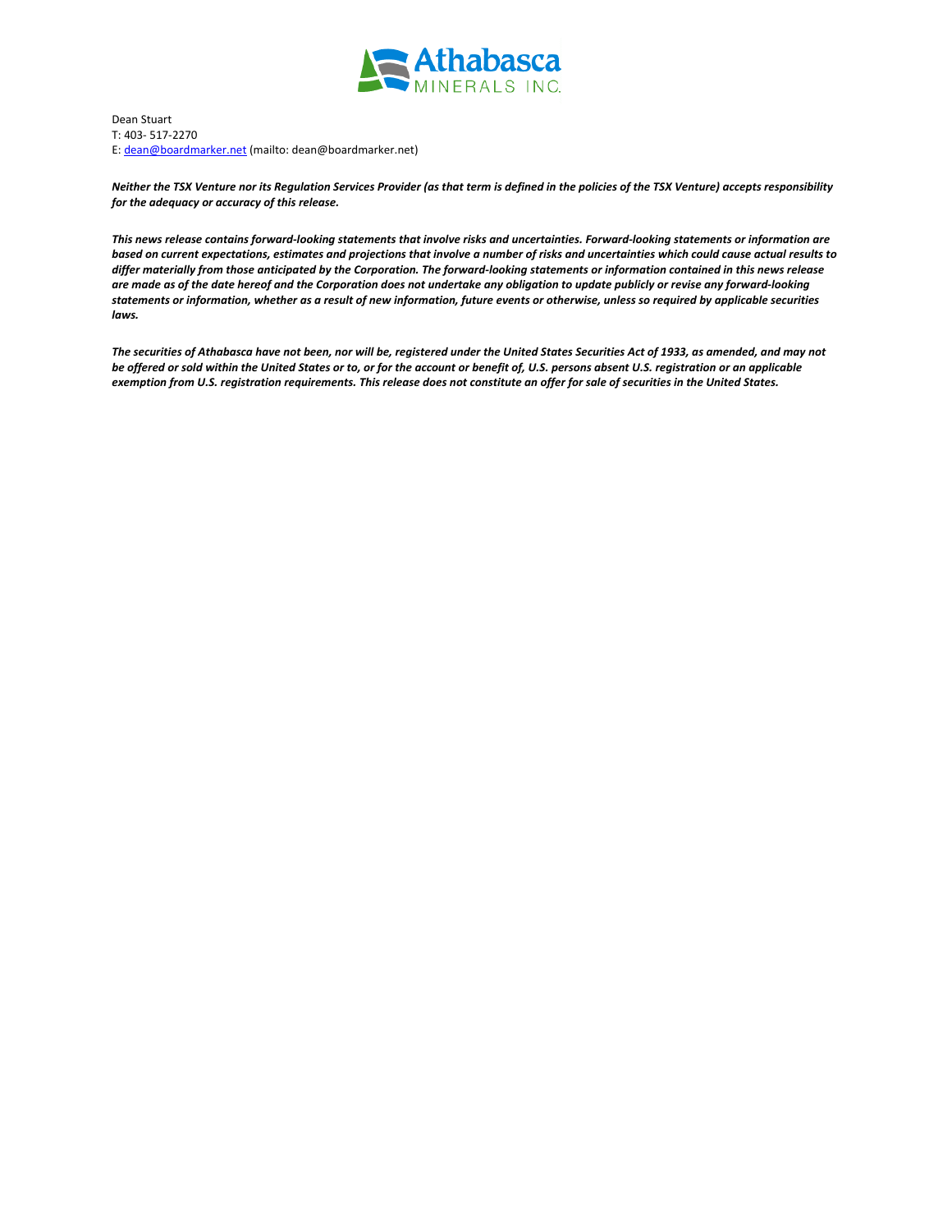Dean Stuart
T: 403- 517-2270
E: dean@boardmarker.net (mailto: dean@boardmarker.net)

***Neither the TSX Venture nor its Regulation Services Provider (as that term is defined in the policies of the TSX Venture) accepts responsibility for the adequacy or accuracy of this release.***

***This news release contains forward-looking statements that involve risks and uncertainties. Forward-looking statements or information are based on current expectations, estimates and projections that involve a number of risks and uncertainties which could cause actual results to differ materially from those anticipated by the Corporation. The forward-looking statements or information contained in this news release are made as of the date hereof and the Corporation does not undertake any obligation to update publicly or revise any forward-looking statements or information, whether as a result of new information, future events or otherwise, unless so required by applicable securities laws.***

***The securities of Athabasca have not been, nor will be, registered under the United States Securities Act of 1933, as amended, and may not be offered or sold within the United States or to, or for the account or benefit of, U.S. persons absent U.S. registration or an applicable exemption from U.S. registration requirements. This release does not constitute an offer for sale of securities in the United States.***